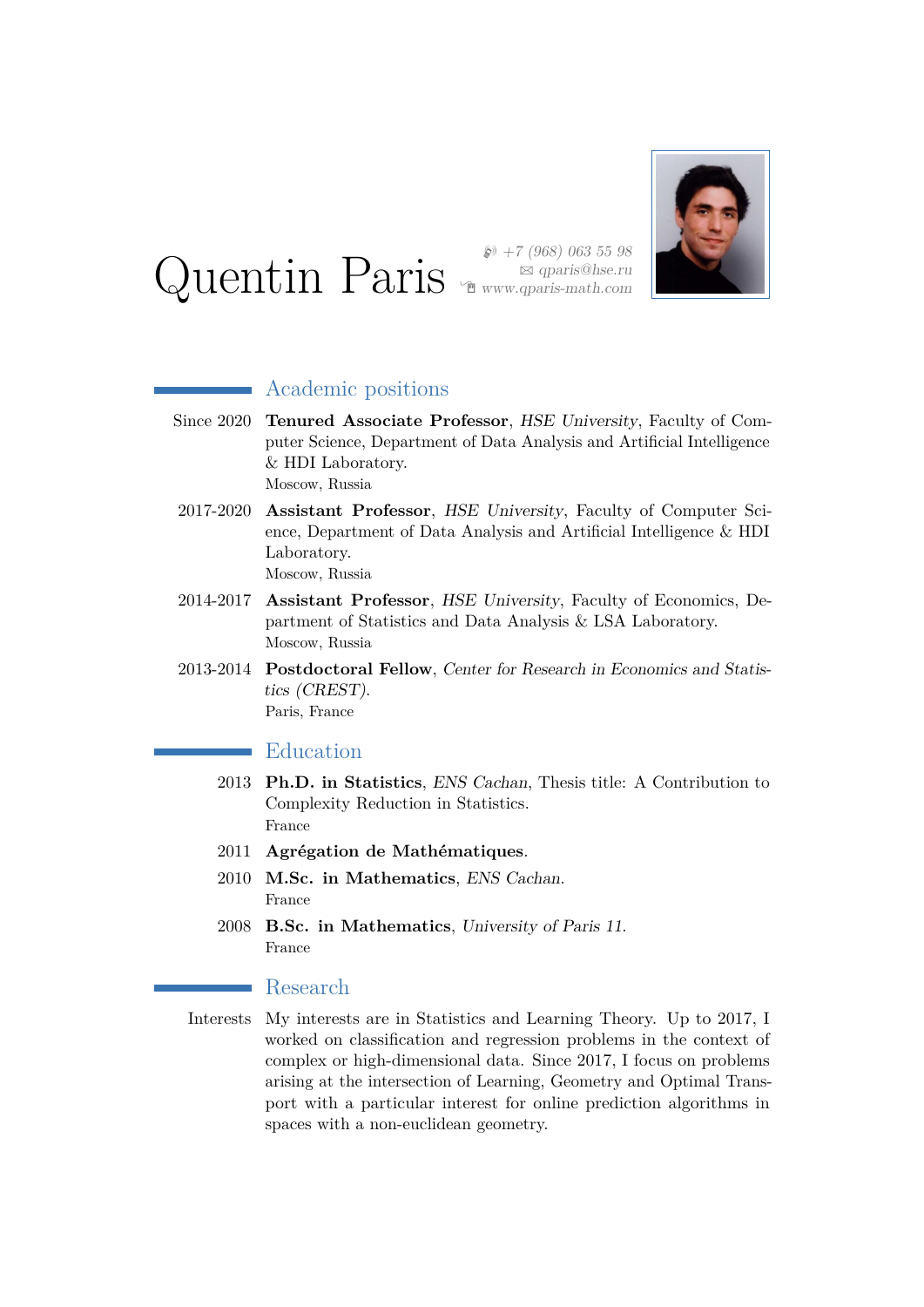# Quentin Paris

+7 (968) 063 55 98
qparis@hse.ru
www.qparis-math.com

## Academic positions

Since 2020 **Tenured Associate Professor**, *HSE University*, Faculty of Computer Science, Department of Data Analysis and Artificial Intelligence & HDI Laboratory.
Moscow, Russia

2017-2020 **Assistant Professor**, *HSE University*, Faculty of Computer Science, Department of Data Analysis and Artificial Intelligence & HDI Laboratory.
Moscow, Russia

2014-2017 **Assistant Professor**, *HSE University*, Faculty of Economics, Department of Statistics and Data Analysis & LSA Laboratory.
Moscow, Russia

2013-2014 **Postdoctoral Fellow**, *Center for Research in Economics and Statistics (CREST)*.
Paris, France

## Education

2013 **Ph.D. in Statistics**, *ENS Cachan*, Thesis title: A Contribution to Complexity Reduction in Statistics.
France

2011 **Agrégation de Mathématiques**.

2010 **M.Sc. in Mathematics**, *ENS Cachan*.
France

2008 **B.Sc. in Mathematics**, *University of Paris 11*.
France

## Research

Interests My interests are in Statistics and Learning Theory. Up to 2017, I worked on classification and regression problems in the context of complex or high-dimensional data. Since 2017, I focus on problems arising at the intersection of Learning, Geometry and Optimal Transport with a particular interest for online prediction algorithms in spaces with a non-euclidean geometry.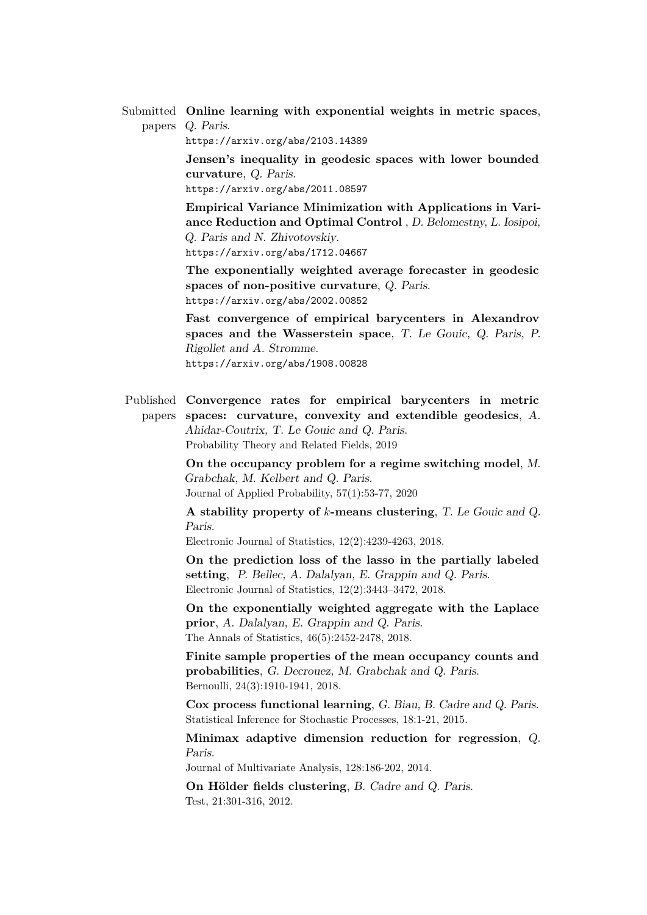**Submitted papers**

**Online learning with exponential weights in metric spaces**, *Q. Paris*.
https://arxiv.org/abs/2103.14389

**Jensen's inequality in geodesic spaces with lower bounded curvature**, *Q. Paris*.
https://arxiv.org/abs/2011.08597

**Empirical Variance Minimization with Applications in Variance Reduction and Optimal Control** , *D. Belomestny, L. Iosipoi, Q. Paris and N. Zhivotovskiy*.
https://arxiv.org/abs/1712.04667

**The exponentially weighted average forecaster in geodesic spaces of non-positive curvature**, *Q. Paris*.
https://arxiv.org/abs/2002.00852

**Fast convergence of empirical barycenters in Alexandrov spaces and the Wasserstein space**, *T. Le Gouic, Q. Paris, P. Rigollet and A. Stromme*.
https://arxiv.org/abs/1908.00828

**Published papers**

**Convergence rates for empirical barycenters in metric spaces: curvature, convexity and extendible geodesics**, *A. Ahidar-Coutrix, T. Le Gouic and Q. Paris*.
Probability Theory and Related Fields, 2019

**On the occupancy problem for a regime switching model**, *M. Grabchak, M. Kelbert and Q. Paris*.
Journal of Applied Probability, 57(1):53-77, 2020

**A stability property of $k$-means clustering**, *T. Le Gouic and Q. Paris*.
Electronic Journal of Statistics, 12(2):4239-4263, 2018.

**On the prediction loss of the lasso in the partially labeled setting**, *P. Bellec, A. Dalalyan, E. Grappin and Q. Paris*.
Electronic Journal of Statistics, 12(2):3443–3472, 2018.

**On the exponentially weighted aggregate with the Laplace prior**, *A. Dalalyan, E. Grappin and Q. Paris*.
The Annals of Statistics, 46(5):2452-2478, 2018.

**Finite sample properties of the mean occupancy counts and probabilities**, *G. Decrouez, M. Grabchak and Q. Paris*.
Bernoulli, 24(3):1910-1941, 2018.

**Cox process functional learning**, *G. Biau, B. Cadre and Q. Paris*.
Statistical Inference for Stochastic Processes, 18:1-21, 2015.

**Minimax adaptive dimension reduction for regression**, *Q. Paris*.
Journal of Multivariate Analysis, 128:186-202, 2014.

**On Hölder fields clustering**, *B. Cadre and Q. Paris*.
Test, 21:301-316, 2012.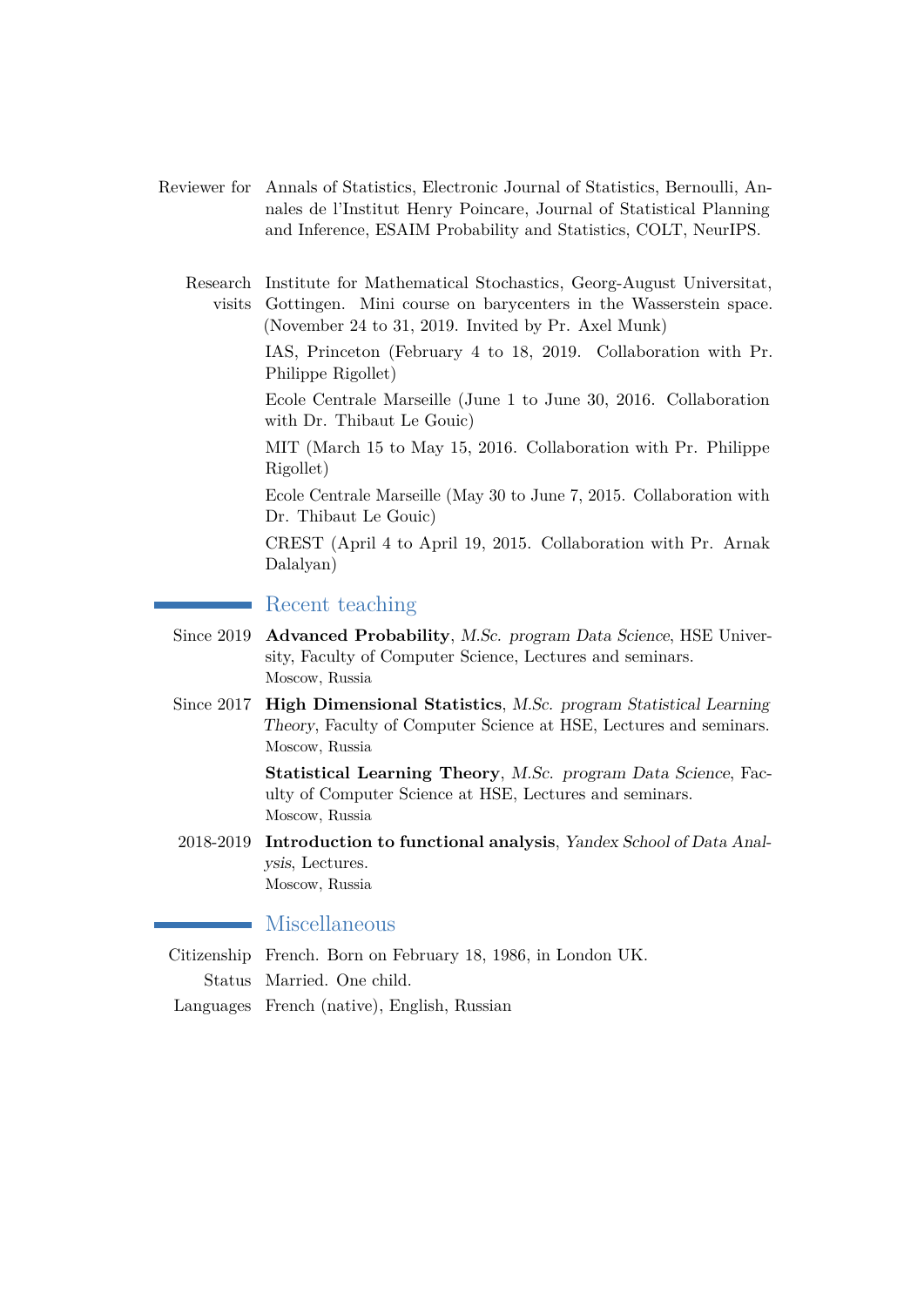**Reviewer for** Annals of Statistics, Electronic Journal of Statistics, Bernoulli, Annales de l'Institut Henry Poincare, Journal of Statistical Planning and Inference, ESAIM Probability and Statistics, COLT, NeurIPS.

**Research visits**

- Institute for Mathematical Stochastics, Georg-August Universitat, Gottingen. Mini course on barycenters in the Wasserstein space. (November 24 to 31, 2019. Invited by Pr. Axel Munk)
- IAS, Princeton (February 4 to 18, 2019. Collaboration with Pr. Philippe Rigollet)
- Ecole Centrale Marseille (June 1 to June 30, 2016. Collaboration with Dr. Thibaut Le Gouic)
- MIT (March 15 to May 15, 2016. Collaboration with Pr. Philippe Rigollet)
- Ecole Centrale Marseille (May 30 to June 7, 2015. Collaboration with Dr. Thibaut Le Gouic)
- CREST (April 4 to April 19, 2015. Collaboration with Pr. Arnak Dalalyan)

## Recent teaching

**Since 2019** — **Advanced Probability**, *M.Sc. program Data Science*, HSE University, Faculty of Computer Science, Lectures and seminars.
Moscow, Russia

**Since 2017** — **High Dimensional Statistics**, *M.Sc. program Statistical Learning Theory*, Faculty of Computer Science at HSE, Lectures and seminars.
Moscow, Russia

**Statistical Learning Theory**, *M.Sc. program Data Science*, Faculty of Computer Science at HSE, Lectures and seminars.
Moscow, Russia

**2018-2019** — **Introduction to functional analysis**, *Yandex School of Data Analysis*, Lectures.
Moscow, Russia

## Miscellaneous

**Citizenship** French. Born on February 18, 1986, in London UK.

**Status** Married. One child.

**Languages** French (native), English, Russian